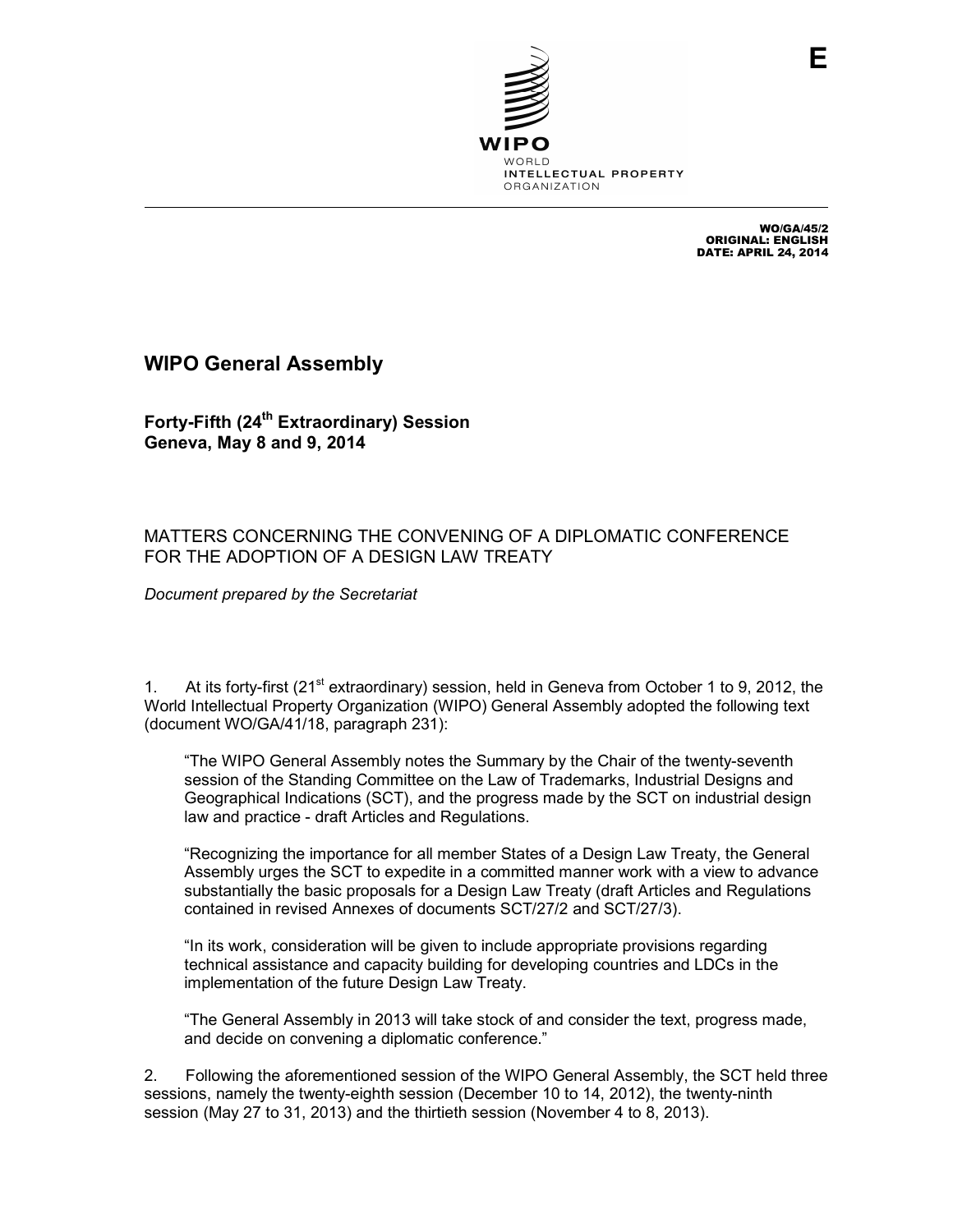E

WIPO

WORLD
INTELLECTUAL PROPERTY
ORGANIZATION

WO/GA/45/2
ORIGINAL: ENGLISH
DATE: APRIL 24, 2014

# WIPO General Assembly

## Forty-Fifth (24th Extraordinary) Session
## Geneva, May 8 and 9, 2014

## MATTERS CONCERNING THE CONVENING OF A DIPLOMATIC CONFERENCE FOR THE ADOPTION OF A DESIGN LAW TREATY

*Document prepared by the Secretariat*

1. At its forty-first (21st extraordinary) session, held in Geneva from October 1 to 9, 2012, the World Intellectual Property Organization (WIPO) General Assembly adopted the following text (document WO/GA/41/18, paragraph 231):

> "The WIPO General Assembly notes the Summary by the Chair of the twenty-seventh session of the Standing Committee on the Law of Trademarks, Industrial Designs and Geographical Indications (SCT), and the progress made by the SCT on industrial design law and practice - draft Articles and Regulations.
>
> "Recognizing the importance for all member States of a Design Law Treaty, the General Assembly urges the SCT to expedite in a committed manner work with a view to advance substantially the basic proposals for a Design Law Treaty (draft Articles and Regulations contained in revised Annexes of documents SCT/27/2 and SCT/27/3).
>
> "In its work, consideration will be given to include appropriate provisions regarding technical assistance and capacity building for developing countries and LDCs in the implementation of the future Design Law Treaty.
>
> "The General Assembly in 2013 will take stock of and consider the text, progress made, and decide on convening a diplomatic conference."

2. Following the aforementioned session of the WIPO General Assembly, the SCT held three sessions, namely the twenty-eighth session (December 10 to 14, 2012), the twenty-ninth session (May 27 to 31, 2013) and the thirtieth session (November 4 to 8, 2013).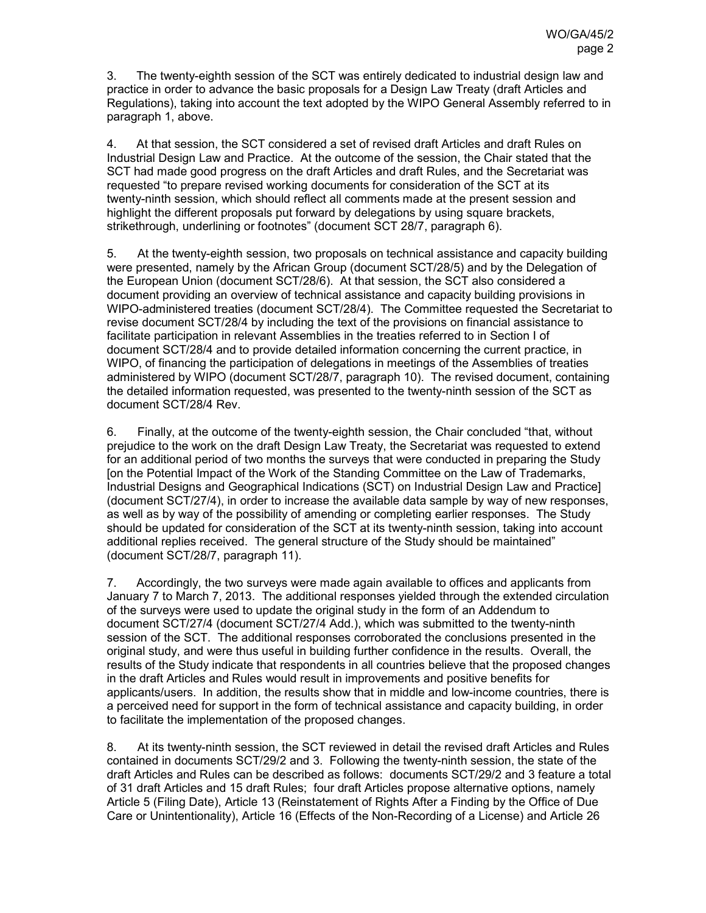3. The twenty-eighth session of the SCT was entirely dedicated to industrial design law and practice in order to advance the basic proposals for a Design Law Treaty (draft Articles and Regulations), taking into account the text adopted by the WIPO General Assembly referred to in paragraph 1, above.

4. At that session, the SCT considered a set of revised draft Articles and draft Rules on Industrial Design Law and Practice. At the outcome of the session, the Chair stated that the SCT had made good progress on the draft Articles and draft Rules, and the Secretariat was requested "to prepare revised working documents for consideration of the SCT at its twenty-ninth session, which should reflect all comments made at the present session and highlight the different proposals put forward by delegations by using square brackets, strikethrough, underlining or footnotes" (document SCT 28/7, paragraph 6).

5. At the twenty-eighth session, two proposals on technical assistance and capacity building were presented, namely by the African Group (document SCT/28/5) and by the Delegation of the European Union (document SCT/28/6). At that session, the SCT also considered a document providing an overview of technical assistance and capacity building provisions in WIPO-administered treaties (document SCT/28/4). The Committee requested the Secretariat to revise document SCT/28/4 by including the text of the provisions on financial assistance to facilitate participation in relevant Assemblies in the treaties referred to in Section I of document SCT/28/4 and to provide detailed information concerning the current practice, in WIPO, of financing the participation of delegations in meetings of the Assemblies of treaties administered by WIPO (document SCT/28/7, paragraph 10). The revised document, containing the detailed information requested, was presented to the twenty-ninth session of the SCT as document SCT/28/4 Rev.

6. Finally, at the outcome of the twenty-eighth session, the Chair concluded "that, without prejudice to the work on the draft Design Law Treaty, the Secretariat was requested to extend for an additional period of two months the surveys that were conducted in preparing the Study [on the Potential Impact of the Work of the Standing Committee on the Law of Trademarks, Industrial Designs and Geographical Indications (SCT) on Industrial Design Law and Practice] (document SCT/27/4), in order to increase the available data sample by way of new responses, as well as by way of the possibility of amending or completing earlier responses. The Study should be updated for consideration of the SCT at its twenty-ninth session, taking into account additional replies received. The general structure of the Study should be maintained" (document SCT/28/7, paragraph 11).

7. Accordingly, the two surveys were made again available to offices and applicants from January 7 to March 7, 2013. The additional responses yielded through the extended circulation of the surveys were used to update the original study in the form of an Addendum to document SCT/27/4 (document SCT/27/4 Add.), which was submitted to the twenty-ninth session of the SCT. The additional responses corroborated the conclusions presented in the original study, and were thus useful in building further confidence in the results. Overall, the results of the Study indicate that respondents in all countries believe that the proposed changes in the draft Articles and Rules would result in improvements and positive benefits for applicants/users. In addition, the results show that in middle and low-income countries, there is a perceived need for support in the form of technical assistance and capacity building, in order to facilitate the implementation of the proposed changes.

8. At its twenty-ninth session, the SCT reviewed in detail the revised draft Articles and Rules contained in documents SCT/29/2 and 3. Following the twenty-ninth session, the state of the draft Articles and Rules can be described as follows: documents SCT/29/2 and 3 feature a total of 31 draft Articles and 15 draft Rules; four draft Articles propose alternative options, namely Article 5 (Filing Date), Article 13 (Reinstatement of Rights After a Finding by the Office of Due Care or Unintentionality), Article 16 (Effects of the Non-Recording of a License) and Article 26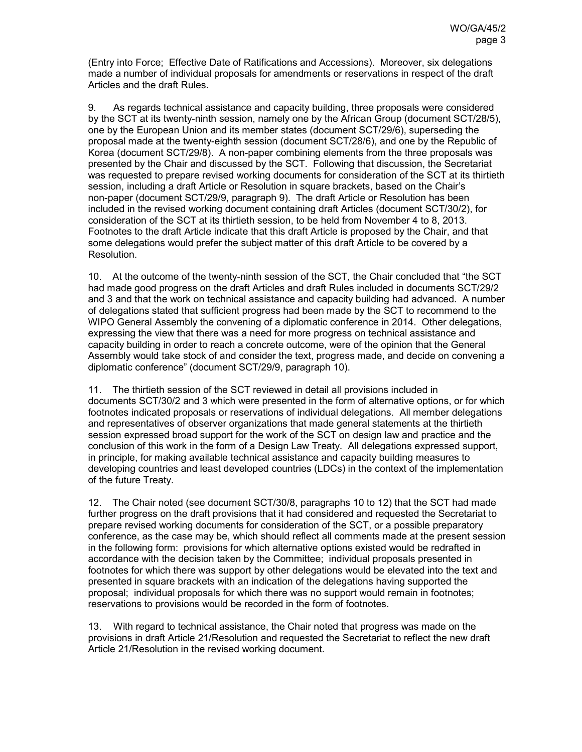(Entry into Force; Effective Date of Ratifications and Accessions). Moreover, six delegations made a number of individual proposals for amendments or reservations in respect of the draft Articles and the draft Rules.

9. As regards technical assistance and capacity building, three proposals were considered by the SCT at its twenty-ninth session, namely one by the African Group (document SCT/28/5), one by the European Union and its member states (document SCT/29/6), superseding the proposal made at the twenty-eighth session (document SCT/28/6), and one by the Republic of Korea (document SCT/29/8). A non-paper combining elements from the three proposals was presented by the Chair and discussed by the SCT. Following that discussion, the Secretariat was requested to prepare revised working documents for consideration of the SCT at its thirtieth session, including a draft Article or Resolution in square brackets, based on the Chair's non-paper (document SCT/29/9, paragraph 9). The draft Article or Resolution has been included in the revised working document containing draft Articles (document SCT/30/2), for consideration of the SCT at its thirtieth session, to be held from November 4 to 8, 2013. Footnotes to the draft Article indicate that this draft Article is proposed by the Chair, and that some delegations would prefer the subject matter of this draft Article to be covered by a Resolution.

10. At the outcome of the twenty-ninth session of the SCT, the Chair concluded that "the SCT had made good progress on the draft Articles and draft Rules included in documents SCT/29/2 and 3 and that the work on technical assistance and capacity building had advanced. A number of delegations stated that sufficient progress had been made by the SCT to recommend to the WIPO General Assembly the convening of a diplomatic conference in 2014. Other delegations, expressing the view that there was a need for more progress on technical assistance and capacity building in order to reach a concrete outcome, were of the opinion that the General Assembly would take stock of and consider the text, progress made, and decide on convening a diplomatic conference" (document SCT/29/9, paragraph 10).

11. The thirtieth session of the SCT reviewed in detail all provisions included in documents SCT/30/2 and 3 which were presented in the form of alternative options, or for which footnotes indicated proposals or reservations of individual delegations. All member delegations and representatives of observer organizations that made general statements at the thirtieth session expressed broad support for the work of the SCT on design law and practice and the conclusion of this work in the form of a Design Law Treaty. All delegations expressed support, in principle, for making available technical assistance and capacity building measures to developing countries and least developed countries (LDCs) in the context of the implementation of the future Treaty.

12. The Chair noted (see document SCT/30/8, paragraphs 10 to 12) that the SCT had made further progress on the draft provisions that it had considered and requested the Secretariat to prepare revised working documents for consideration of the SCT, or a possible preparatory conference, as the case may be, which should reflect all comments made at the present session in the following form: provisions for which alternative options existed would be redrafted in accordance with the decision taken by the Committee; individual proposals presented in footnotes for which there was support by other delegations would be elevated into the text and presented in square brackets with an indication of the delegations having supported the proposal; individual proposals for which there was no support would remain in footnotes; reservations to provisions would be recorded in the form of footnotes.

13. With regard to technical assistance, the Chair noted that progress was made on the provisions in draft Article 21/Resolution and requested the Secretariat to reflect the new draft Article 21/Resolution in the revised working document.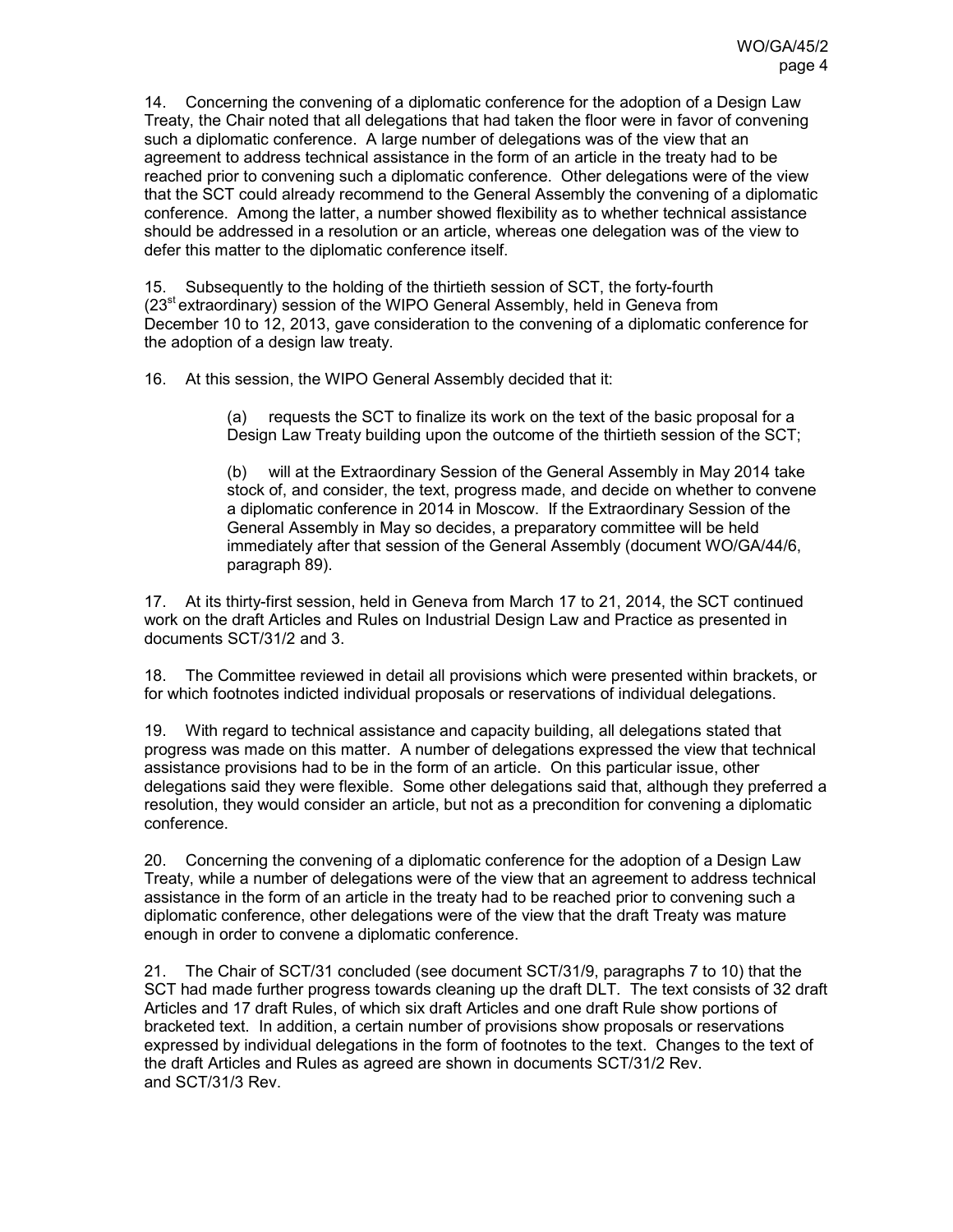14. Concerning the convening of a diplomatic conference for the adoption of a Design Law Treaty, the Chair noted that all delegations that had taken the floor were in favor of convening such a diplomatic conference. A large number of delegations was of the view that an agreement to address technical assistance in the form of an article in the treaty had to be reached prior to convening such a diplomatic conference. Other delegations were of the view that the SCT could already recommend to the General Assembly the convening of a diplomatic conference. Among the latter, a number showed flexibility as to whether technical assistance should be addressed in a resolution or an article, whereas one delegation was of the view to defer this matter to the diplomatic conference itself.

15. Subsequently to the holding of the thirtieth session of SCT, the forty-fourth (23st extraordinary) session of the WIPO General Assembly, held in Geneva from December 10 to 12, 2013, gave consideration to the convening of a diplomatic conference for the adoption of a design law treaty.

16. At this session, the WIPO General Assembly decided that it:

> (a) requests the SCT to finalize its work on the text of the basic proposal for a Design Law Treaty building upon the outcome of the thirtieth session of the SCT;
>
> (b) will at the Extraordinary Session of the General Assembly in May 2014 take stock of, and consider, the text, progress made, and decide on whether to convene a diplomatic conference in 2014 in Moscow. If the Extraordinary Session of the General Assembly in May so decides, a preparatory committee will be held immediately after that session of the General Assembly (document WO/GA/44/6, paragraph 89).

17. At its thirty-first session, held in Geneva from March 17 to 21, 2014, the SCT continued work on the draft Articles and Rules on Industrial Design Law and Practice as presented in documents SCT/31/2 and 3.

18. The Committee reviewed in detail all provisions which were presented within brackets, or for which footnotes indicted individual proposals or reservations of individual delegations.

19. With regard to technical assistance and capacity building, all delegations stated that progress was made on this matter. A number of delegations expressed the view that technical assistance provisions had to be in the form of an article. On this particular issue, other delegations said they were flexible. Some other delegations said that, although they preferred a resolution, they would consider an article, but not as a precondition for convening a diplomatic conference.

20. Concerning the convening of a diplomatic conference for the adoption of a Design Law Treaty, while a number of delegations were of the view that an agreement to address technical assistance in the form of an article in the treaty had to be reached prior to convening such a diplomatic conference, other delegations were of the view that the draft Treaty was mature enough in order to convene a diplomatic conference.

21. The Chair of SCT/31 concluded (see document SCT/31/9, paragraphs 7 to 10) that the SCT had made further progress towards cleaning up the draft DLT. The text consists of 32 draft Articles and 17 draft Rules, of which six draft Articles and one draft Rule show portions of bracketed text. In addition, a certain number of provisions show proposals or reservations expressed by individual delegations in the form of footnotes to the text. Changes to the text of the draft Articles and Rules as agreed are shown in documents SCT/31/2 Rev. and SCT/31/3 Rev.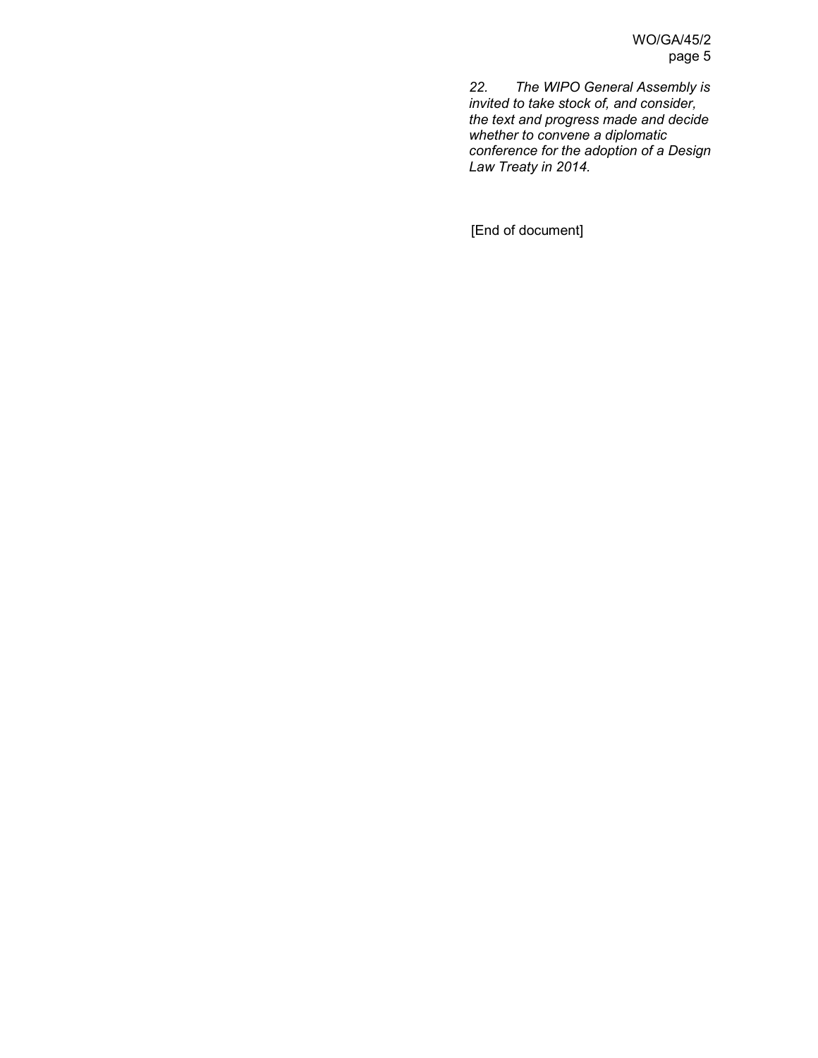*22. The WIPO General Assembly is invited to take stock of, and consider, the text and progress made and decide whether to convene a diplomatic conference for the adoption of a Design Law Treaty in 2014.*

[End of document]